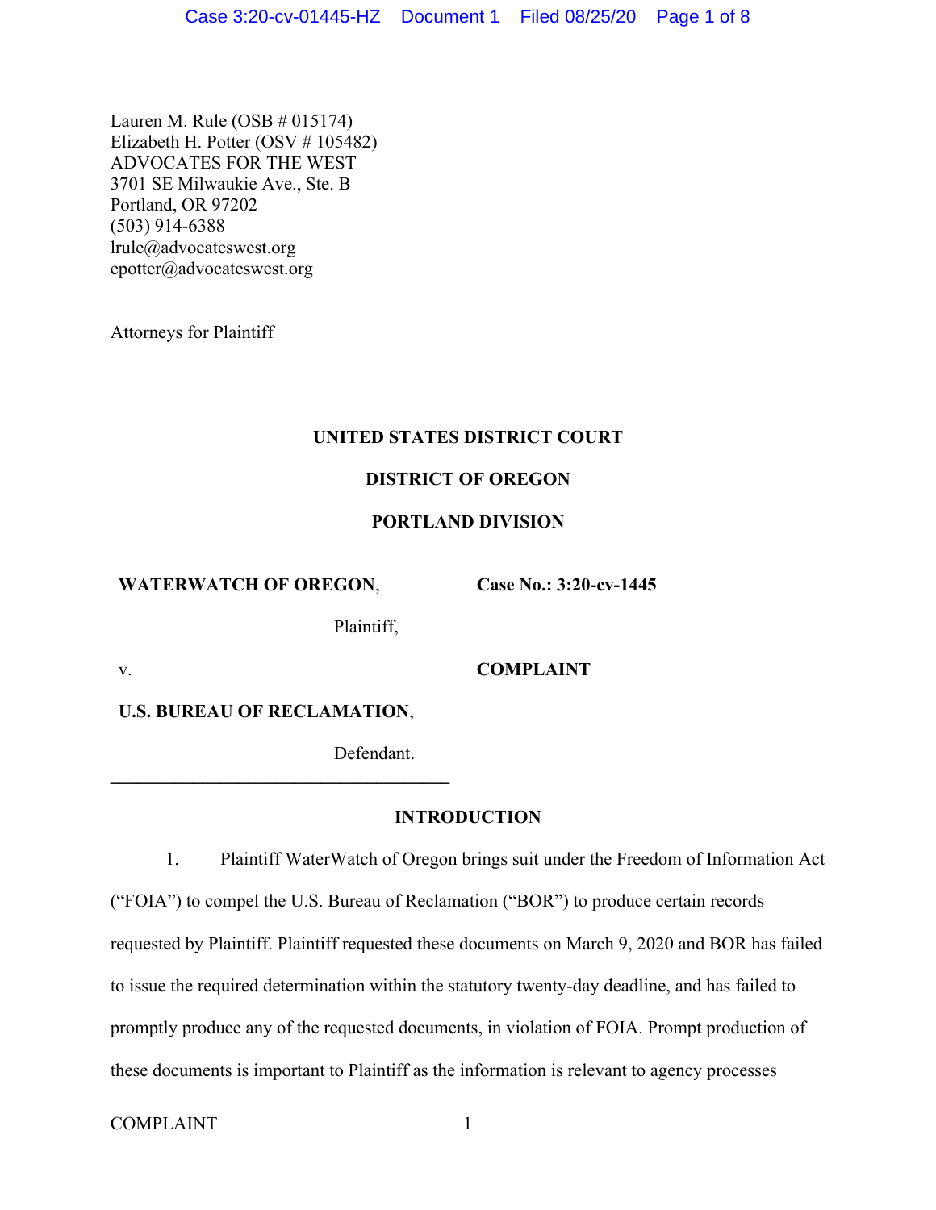Lauren M. Rule (OSB # 015174)
Elizabeth H. Potter (OSV # 105482)
ADVOCATES FOR THE WEST
3701 SE Milwaukie Ave., Ste. B
Portland, OR 97202
(503) 914-6388
lrule@advocateswest.org
epotter@advocateswest.org

Attorneys for Plaintiff

**UNITED STATES DISTRICT COURT**

**DISTRICT OF OREGON**

**PORTLAND DIVISION**

| | |
|---|---|
| **WATERWATCH OF OREGON**, | **Case No.: 3:20-cv-1445** |
| Plaintiff, | |
| v. | **COMPLAINT** |
| **U.S. BUREAU OF RECLAMATION**, | |
| Defendant. | |

**INTRODUCTION**

1. Plaintiff WaterWatch of Oregon brings suit under the Freedom of Information Act ("FOIA") to compel the U.S. Bureau of Reclamation ("BOR") to produce certain records requested by Plaintiff. Plaintiff requested these documents on March 9, 2020 and BOR has failed to issue the required determination within the statutory twenty-day deadline, and has failed to promptly produce any of the requested documents, in violation of FOIA. Prompt production of these documents is important to Plaintiff as the information is relevant to agency processes

COMPLAINT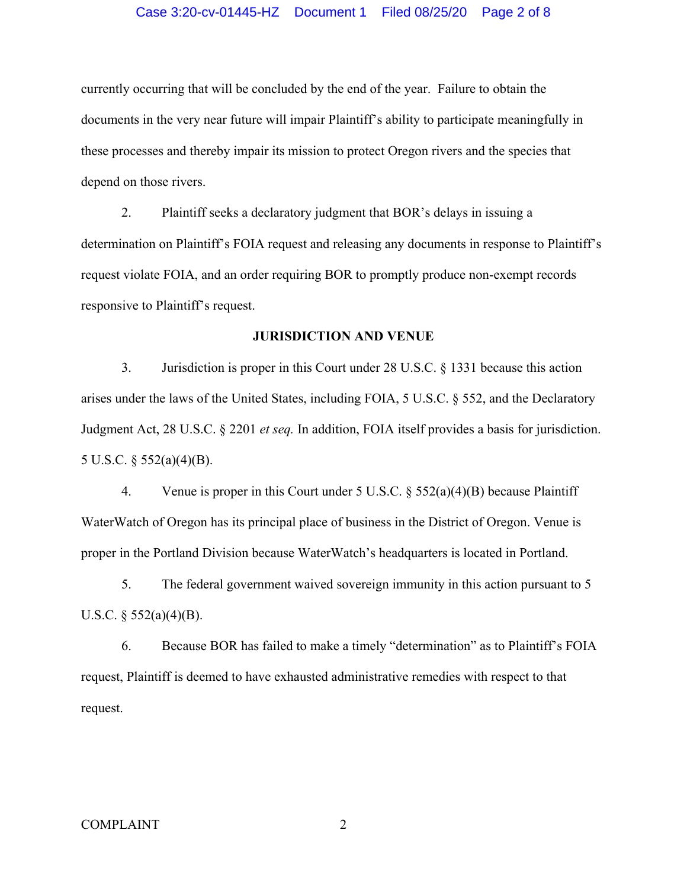currently occurring that will be concluded by the end of the year. Failure to obtain the documents in the very near future will impair Plaintiff's ability to participate meaningfully in these processes and thereby impair its mission to protect Oregon rivers and the species that depend on those rivers.

2. Plaintiff seeks a declaratory judgment that BOR's delays in issuing a determination on Plaintiff's FOIA request and releasing any documents in response to Plaintiff's request violate FOIA, and an order requiring BOR to promptly produce non-exempt records responsive to Plaintiff's request.

**JURISDICTION AND VENUE**

3. Jurisdiction is proper in this Court under 28 U.S.C. § 1331 because this action arises under the laws of the United States, including FOIA, 5 U.S.C. § 552, and the Declaratory Judgment Act, 28 U.S.C. § 2201 *et seq.* In addition, FOIA itself provides a basis for jurisdiction. 5 U.S.C. § 552(a)(4)(B).

4. Venue is proper in this Court under 5 U.S.C. § 552(a)(4)(B) because Plaintiff WaterWatch of Oregon has its principal place of business in the District of Oregon. Venue is proper in the Portland Division because WaterWatch's headquarters is located in Portland.

5. The federal government waived sovereign immunity in this action pursuant to 5 U.S.C. § 552(a)(4)(B).

6. Because BOR has failed to make a timely "determination" as to Plaintiff's FOIA request, Plaintiff is deemed to have exhausted administrative remedies with respect to that request.

COMPLAINT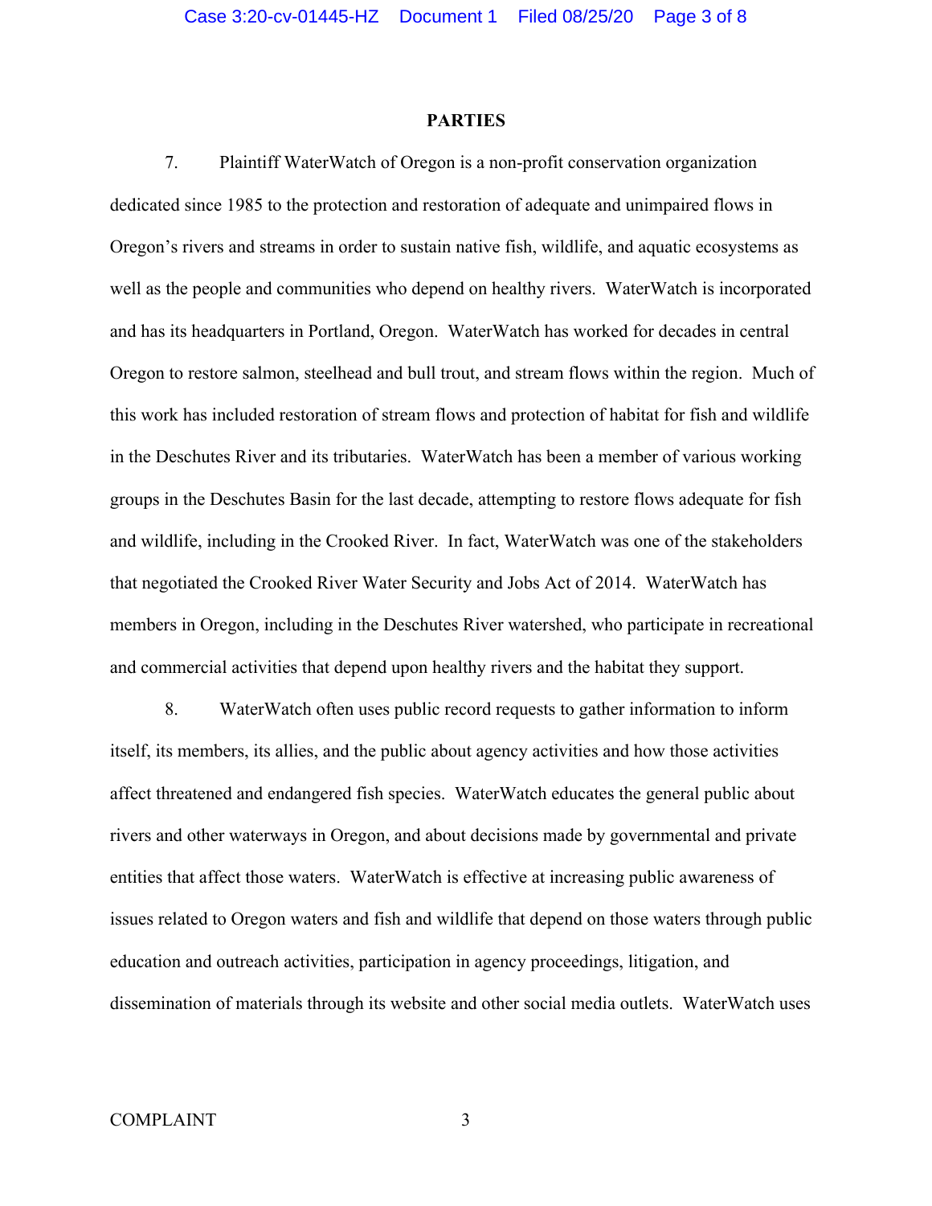## PARTIES

7. Plaintiff WaterWatch of Oregon is a non-profit conservation organization dedicated since 1985 to the protection and restoration of adequate and unimpaired flows in Oregon's rivers and streams in order to sustain native fish, wildlife, and aquatic ecosystems as well as the people and communities who depend on healthy rivers. WaterWatch is incorporated and has its headquarters in Portland, Oregon. WaterWatch has worked for decades in central Oregon to restore salmon, steelhead and bull trout, and stream flows within the region. Much of this work has included restoration of stream flows and protection of habitat for fish and wildlife in the Deschutes River and its tributaries. WaterWatch has been a member of various working groups in the Deschutes Basin for the last decade, attempting to restore flows adequate for fish and wildlife, including in the Crooked River. In fact, WaterWatch was one of the stakeholders that negotiated the Crooked River Water Security and Jobs Act of 2014. WaterWatch has members in Oregon, including in the Deschutes River watershed, who participate in recreational and commercial activities that depend upon healthy rivers and the habitat they support.

8. WaterWatch often uses public record requests to gather information to inform itself, its members, its allies, and the public about agency activities and how those activities affect threatened and endangered fish species. WaterWatch educates the general public about rivers and other waterways in Oregon, and about decisions made by governmental and private entities that affect those waters. WaterWatch is effective at increasing public awareness of issues related to Oregon waters and fish and wildlife that depend on those waters through public education and outreach activities, participation in agency proceedings, litigation, and dissemination of materials through its website and other social media outlets. WaterWatch uses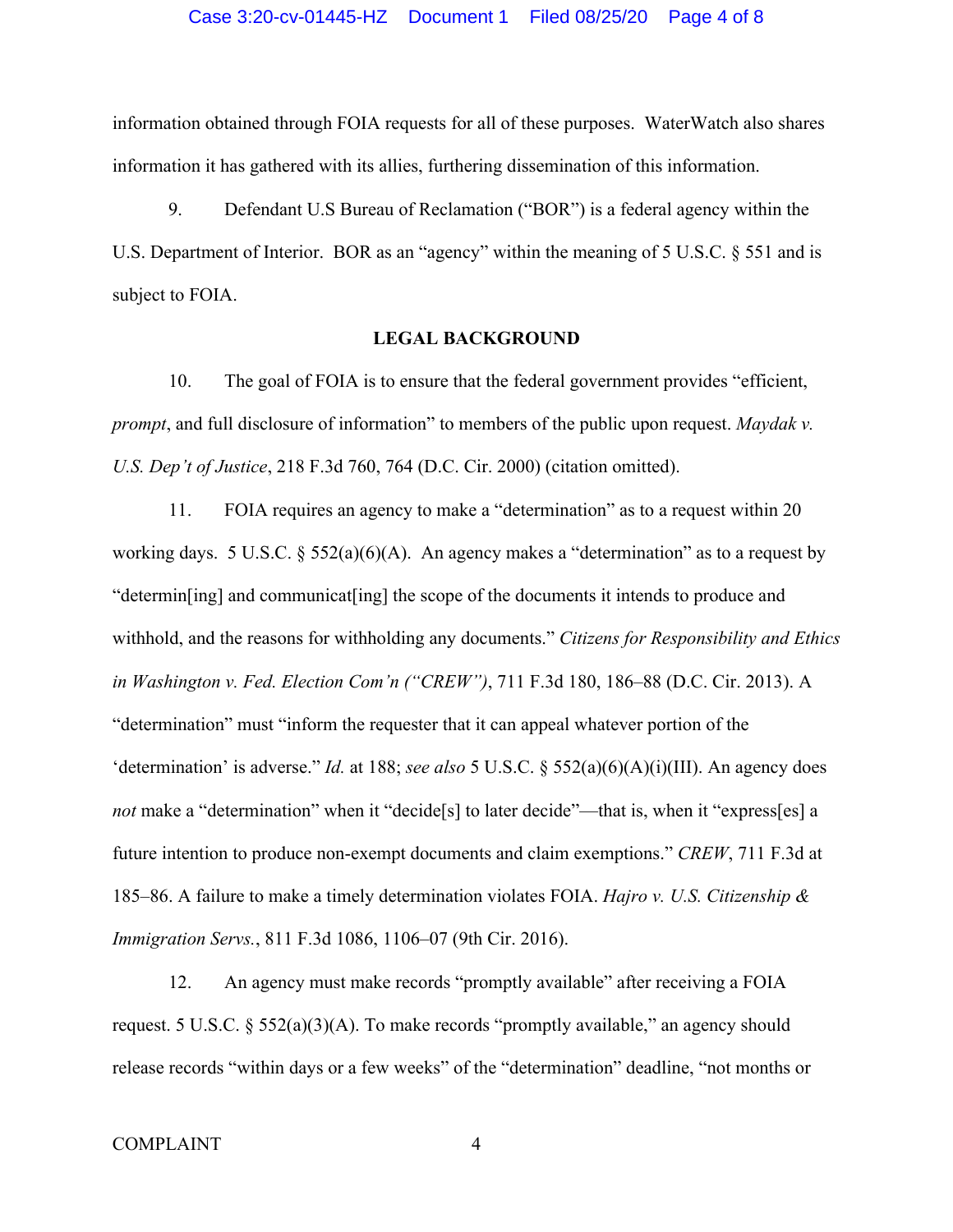information obtained through FOIA requests for all of these purposes. WaterWatch also shares information it has gathered with its allies, furthering dissemination of this information.

9. Defendant U.S Bureau of Reclamation ("BOR") is a federal agency within the U.S. Department of Interior. BOR as an "agency" within the meaning of 5 U.S.C. § 551 and is subject to FOIA.

**LEGAL BACKGROUND**

10. The goal of FOIA is to ensure that the federal government provides "efficient, *prompt*, and full disclosure of information" to members of the public upon request. *Maydak v. U.S. Dep't of Justice*, 218 F.3d 760, 764 (D.C. Cir. 2000) (citation omitted).

11. FOIA requires an agency to make a "determination" as to a request within 20 working days. 5 U.S.C. § 552(a)(6)(A). An agency makes a "determination" as to a request by "determin[ing] and communicat[ing] the scope of the documents it intends to produce and withhold, and the reasons for withholding any documents." *Citizens for Responsibility and Ethics in Washington v. Fed. Election Com'n ("CREW")*, 711 F.3d 180, 186–88 (D.C. Cir. 2013). A "determination" must "inform the requester that it can appeal whatever portion of the 'determination' is adverse." *Id.* at 188; *see also* 5 U.S.C. § 552(a)(6)(A)(i)(III). An agency does *not* make a "determination" when it "decide[s] to later decide"—that is, when it "express[es] a future intention to produce non-exempt documents and claim exemptions." *CREW*, 711 F.3d at 185–86. A failure to make a timely determination violates FOIA. *Hajro v. U.S. Citizenship & Immigration Servs.*, 811 F.3d 1086, 1106–07 (9th Cir. 2016).

12. An agency must make records "promptly available" after receiving a FOIA request. 5 U.S.C. § 552(a)(3)(A). To make records "promptly available," an agency should release records "within days or a few weeks" of the "determination" deadline, "not months or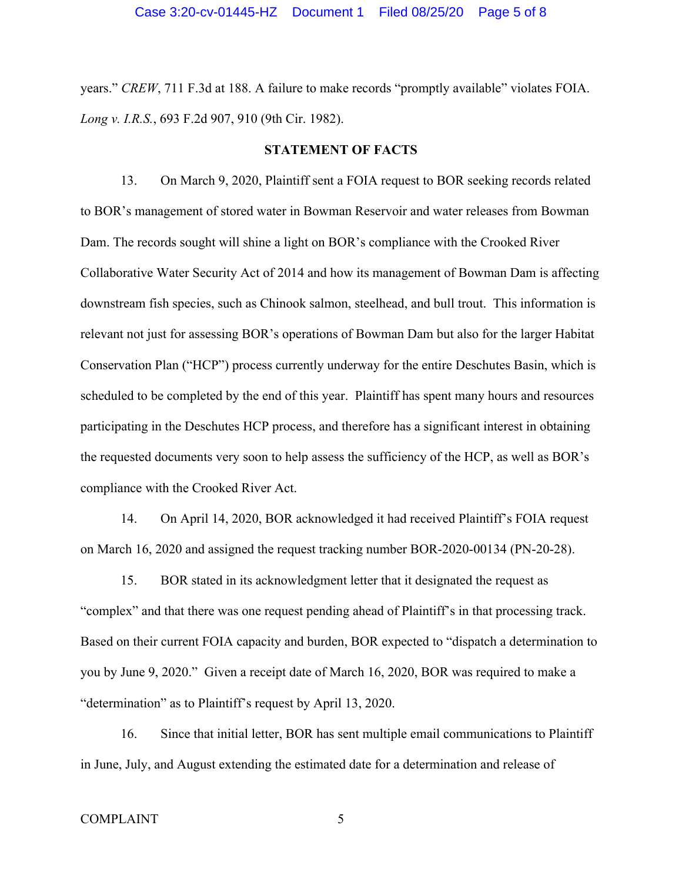years." *CREW*, 711 F.3d at 188. A failure to make records "promptly available" violates FOIA. *Long v. I.R.S.*, 693 F.2d 907, 910 (9th Cir. 1982).

## STATEMENT OF FACTS

13. On March 9, 2020, Plaintiff sent a FOIA request to BOR seeking records related to BOR's management of stored water in Bowman Reservoir and water releases from Bowman Dam. The records sought will shine a light on BOR's compliance with the Crooked River Collaborative Water Security Act of 2014 and how its management of Bowman Dam is affecting downstream fish species, such as Chinook salmon, steelhead, and bull trout. This information is relevant not just for assessing BOR's operations of Bowman Dam but also for the larger Habitat Conservation Plan ("HCP") process currently underway for the entire Deschutes Basin, which is scheduled to be completed by the end of this year. Plaintiff has spent many hours and resources participating in the Deschutes HCP process, and therefore has a significant interest in obtaining the requested documents very soon to help assess the sufficiency of the HCP, as well as BOR's compliance with the Crooked River Act.

14. On April 14, 2020, BOR acknowledged it had received Plaintiff's FOIA request on March 16, 2020 and assigned the request tracking number BOR-2020-00134 (PN-20-28).

15. BOR stated in its acknowledgment letter that it designated the request as "complex" and that there was one request pending ahead of Plaintiff's in that processing track. Based on their current FOIA capacity and burden, BOR expected to "dispatch a determination to you by June 9, 2020." Given a receipt date of March 16, 2020, BOR was required to make a "determination" as to Plaintiff's request by April 13, 2020.

16. Since that initial letter, BOR has sent multiple email communications to Plaintiff in June, July, and August extending the estimated date for a determination and release of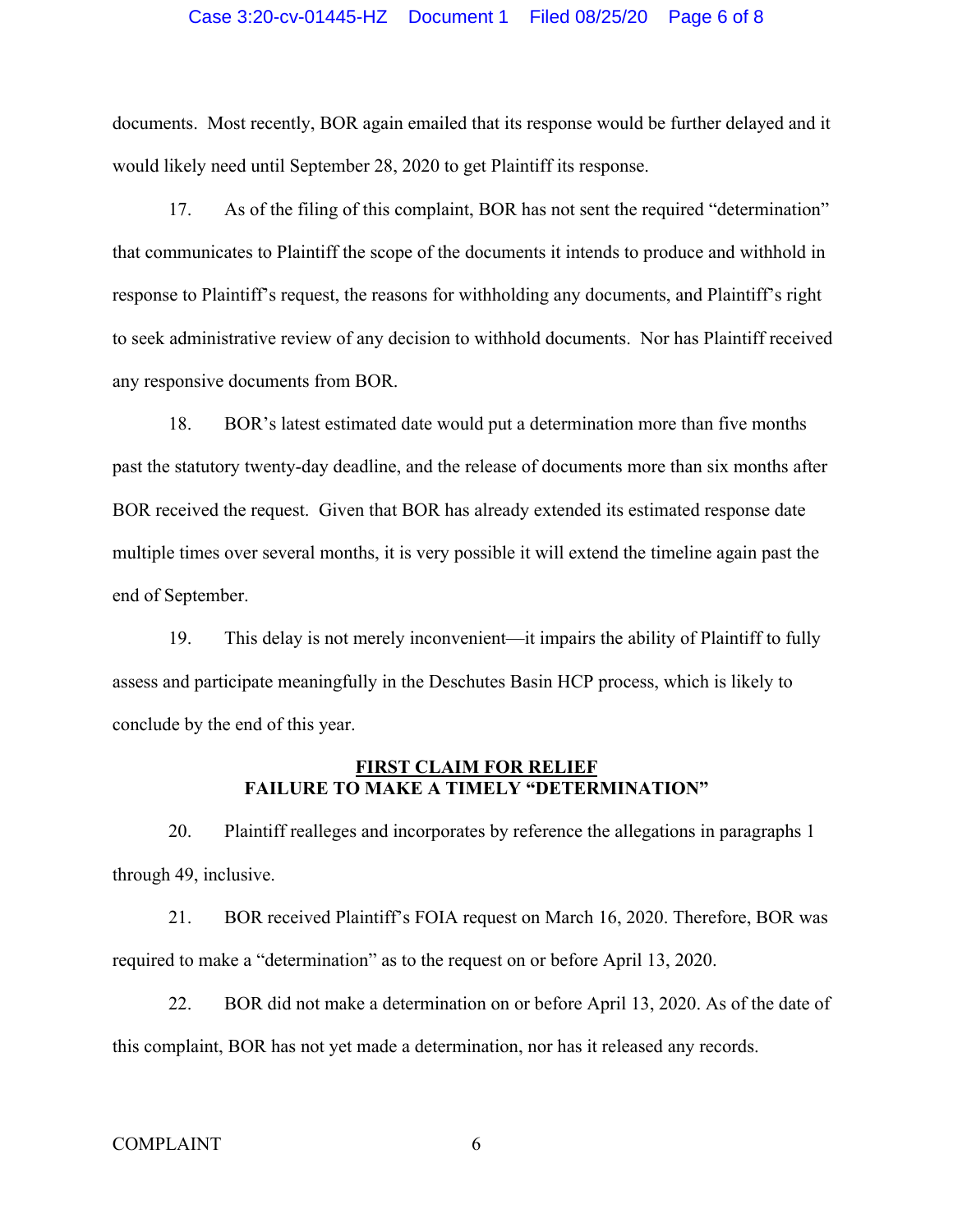documents. Most recently, BOR again emailed that its response would be further delayed and it would likely need until September 28, 2020 to get Plaintiff its response.

17. As of the filing of this complaint, BOR has not sent the required "determination" that communicates to Plaintiff the scope of the documents it intends to produce and withhold in response to Plaintiff's request, the reasons for withholding any documents, and Plaintiff's right to seek administrative review of any decision to withhold documents. Nor has Plaintiff received any responsive documents from BOR.

18. BOR's latest estimated date would put a determination more than five months past the statutory twenty-day deadline, and the release of documents more than six months after BOR received the request. Given that BOR has already extended its estimated response date multiple times over several months, it is very possible it will extend the timeline again past the end of September.

19. This delay is not merely inconvenient—it impairs the ability of Plaintiff to fully assess and participate meaningfully in the Deschutes Basin HCP process, which is likely to conclude by the end of this year.

## FIRST CLAIM FOR RELIEF
## FAILURE TO MAKE A TIMELY "DETERMINATION"

20. Plaintiff realleges and incorporates by reference the allegations in paragraphs 1 through 49, inclusive.

21. BOR received Plaintiff's FOIA request on March 16, 2020. Therefore, BOR was required to make a "determination" as to the request on or before April 13, 2020.

22. BOR did not make a determination on or before April 13, 2020. As of the date of this complaint, BOR has not yet made a determination, nor has it released any records.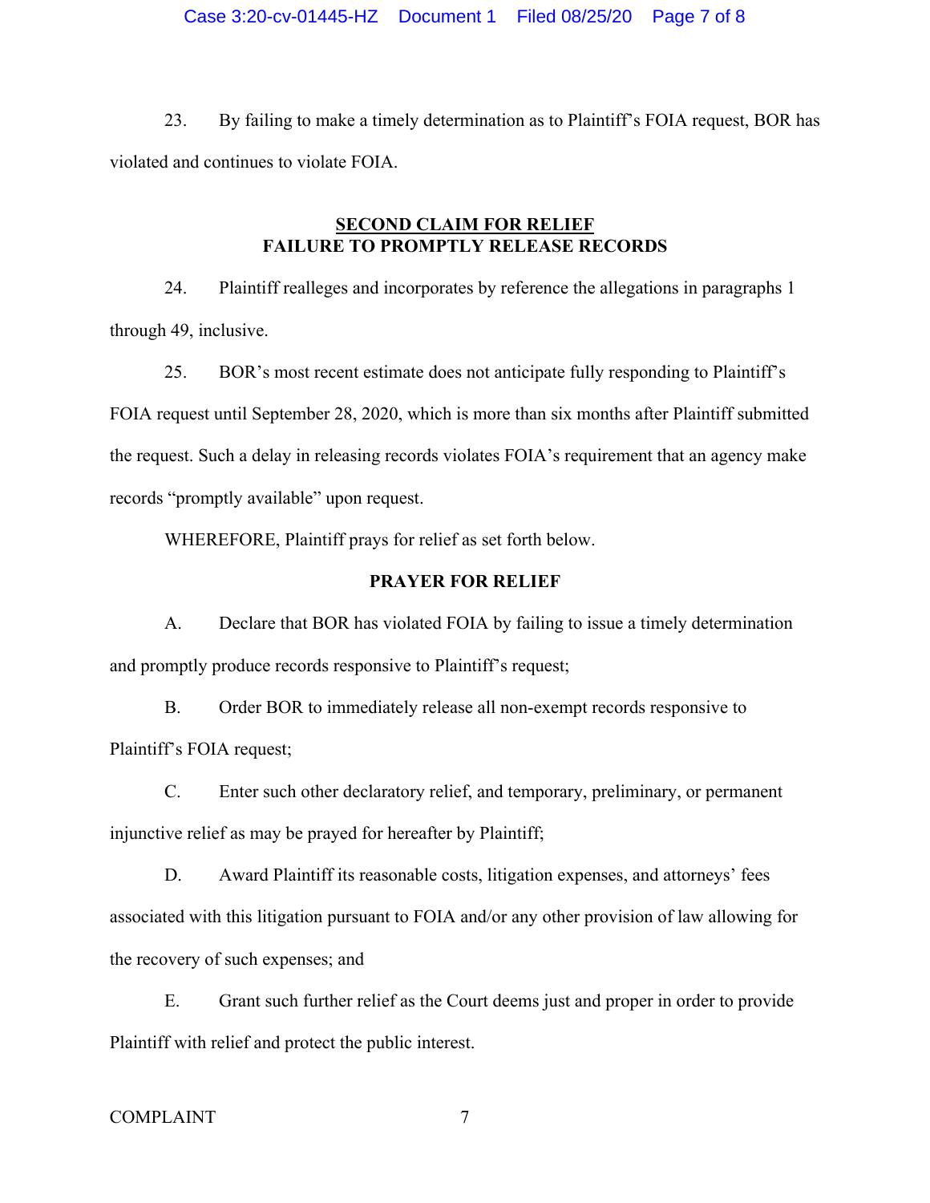23. By failing to make a timely determination as to Plaintiff's FOIA request, BOR has violated and continues to violate FOIA.

## SECOND CLAIM FOR RELIEF
## FAILURE TO PROMPTLY RELEASE RECORDS

24. Plaintiff realleges and incorporates by reference the allegations in paragraphs 1 through 49, inclusive.

25. BOR's most recent estimate does not anticipate fully responding to Plaintiff's FOIA request until September 28, 2020, which is more than six months after Plaintiff submitted the request. Such a delay in releasing records violates FOIA's requirement that an agency make records "promptly available" upon request.

WHEREFORE, Plaintiff prays for relief as set forth below.

## PRAYER FOR RELIEF

A. Declare that BOR has violated FOIA by failing to issue a timely determination and promptly produce records responsive to Plaintiff's request;

B. Order BOR to immediately release all non-exempt records responsive to Plaintiff's FOIA request;

C. Enter such other declaratory relief, and temporary, preliminary, or permanent injunctive relief as may be prayed for hereafter by Plaintiff;

D. Award Plaintiff its reasonable costs, litigation expenses, and attorneys' fees associated with this litigation pursuant to FOIA and/or any other provision of law allowing for the recovery of such expenses; and

E. Grant such further relief as the Court deems just and proper in order to provide Plaintiff with relief and protect the public interest.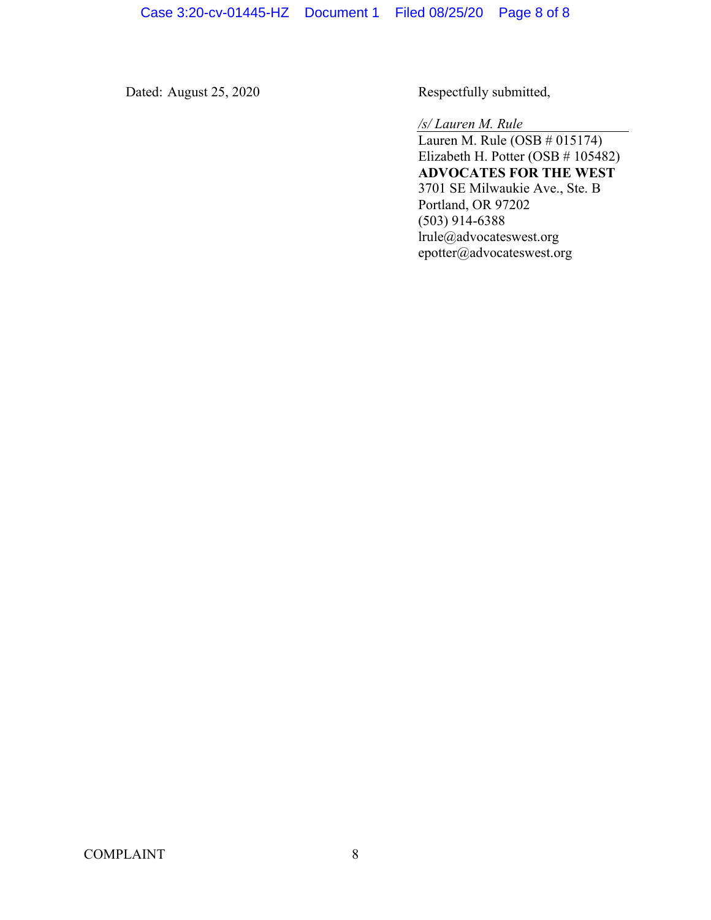Dated: August 25, 2020

Respectfully submitted,

*/s/ Lauren M. Rule*

Lauren M. Rule (OSB # 015174)
Elizabeth H. Potter (OSB # 105482)
**ADVOCATES FOR THE WEST**
3701 SE Milwaukie Ave., Ste. B
Portland, OR 97202
(503) 914-6388
lrule@advocateswest.org
epotter@advocateswest.org